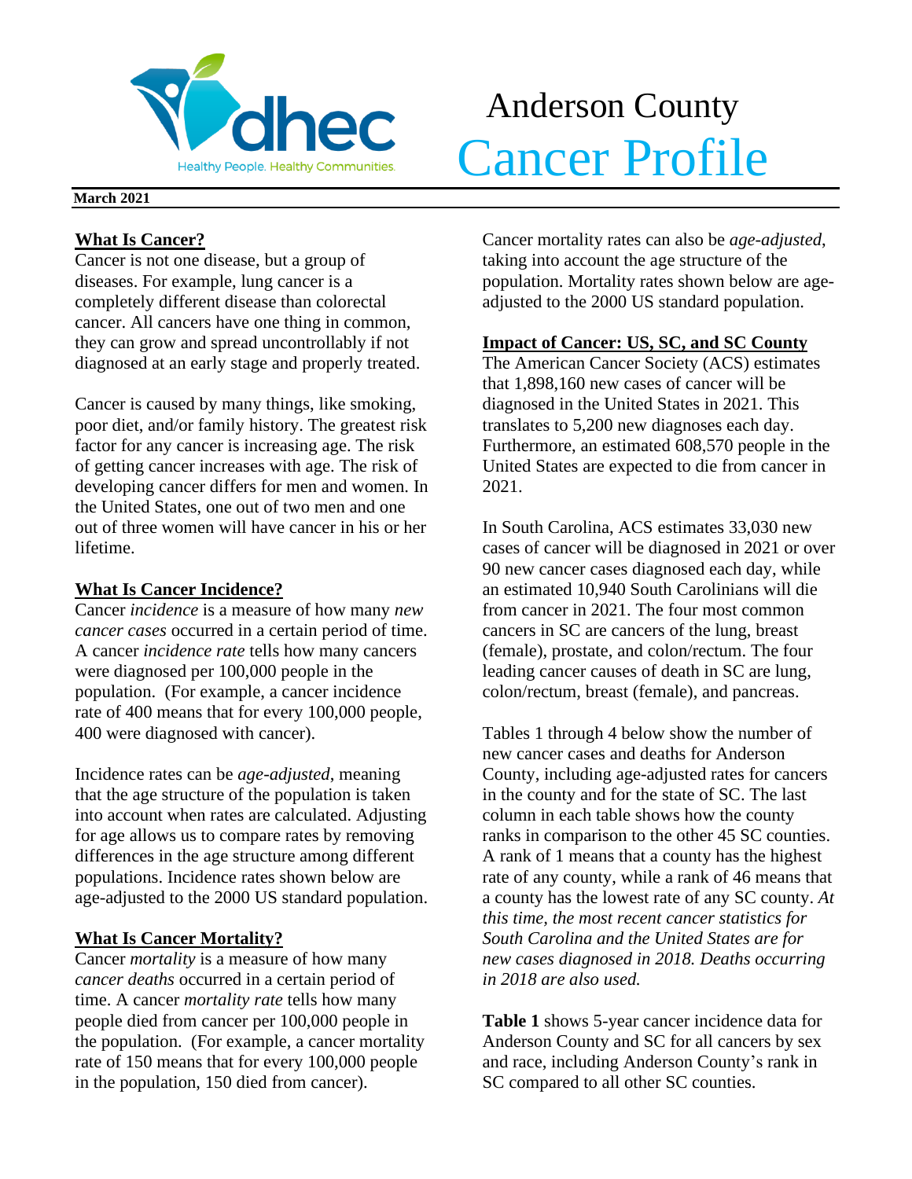# Anderson County Cancer Profile

**March 2021**

## What Is Cancer?

Cancer is not one disease, but a group of diseases. For example, lung cancer is a completely different disease than colorectal cancer. All cancers have one thing in common, they can grow and spread uncontrollably if not diagnosed at an early stage and properly treated.

Cancer is caused by many things, like smoking, poor diet, and/or family history. The greatest risk factor for any cancer is increasing age. The risk of getting cancer increases with age. The risk of developing cancer differs for men and women. In the United States, one out of two men and one out of three women will have cancer in his or her lifetime.

## What Is Cancer Incidence?

Cancer *incidence* is a measure of how many *new cancer cases* occurred in a certain period of time. A cancer *incidence rate* tells how many cancers were diagnosed per 100,000 people in the population. (For example, a cancer incidence rate of 400 means that for every 100,000 people, 400 were diagnosed with cancer).

Incidence rates can be *age-adjusted*, meaning that the age structure of the population is taken into account when rates are calculated. Adjusting for age allows us to compare rates by removing differences in the age structure among different populations. Incidence rates shown below are age-adjusted to the 2000 US standard population.

## What Is Cancer Mortality?

Cancer *mortality* is a measure of how many *cancer deaths* occurred in a certain period of time. A cancer *mortality rate* tells how many people died from cancer per 100,000 people in the population. (For example, a cancer mortality rate of 150 means that for every 100,000 people in the population, 150 died from cancer).

Cancer mortality rates can also be *age-adjusted*, taking into account the age structure of the population. Mortality rates shown below are age-adjusted to the 2000 US standard population.

## Impact of Cancer: US, SC, and SC County

The American Cancer Society (ACS) estimates that 1,898,160 new cases of cancer will be diagnosed in the United States in 2021. This translates to 5,200 new diagnoses each day. Furthermore, an estimated 608,570 people in the United States are expected to die from cancer in 2021.

In South Carolina, ACS estimates 33,030 new cases of cancer will be diagnosed in 2021 or over 90 new cancer cases diagnosed each day, while an estimated 10,940 South Carolinians will die from cancer in 2021. The four most common cancers in SC are cancers of the lung, breast (female), prostate, and colon/rectum. The four leading cancer causes of death in SC are lung, colon/rectum, breast (female), and pancreas.

Tables 1 through 4 below show the number of new cancer cases and deaths for Anderson County, including age-adjusted rates for cancers in the county and for the state of SC. The last column in each table shows how the county ranks in comparison to the other 45 SC counties. A rank of 1 means that a county has the highest rate of any county, while a rank of 46 means that a county has the lowest rate of any SC county. *At this time, the most recent cancer statistics for South Carolina and the United States are for new cases diagnosed in 2018. Deaths occurring in 2018 are also used.*

**Table 1** shows 5-year cancer incidence data for Anderson County and SC for all cancers by sex and race, including Anderson County's rank in SC compared to all other SC counties.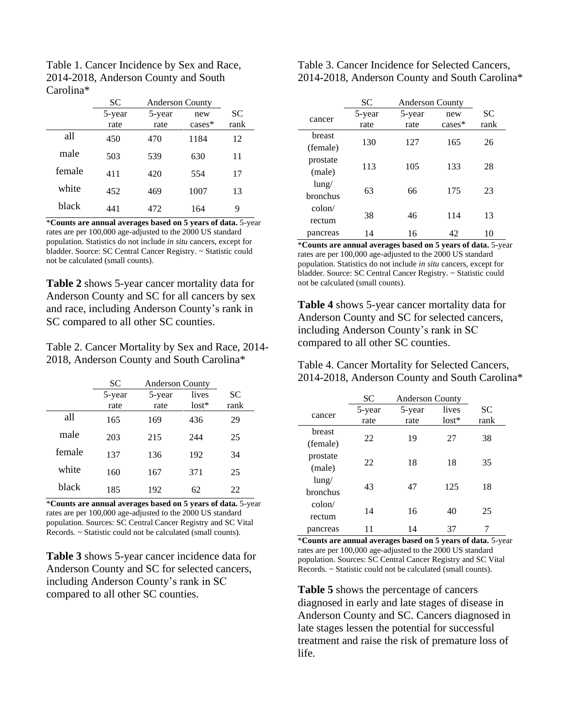Table 1. Cancer Incidence by Sex and Race, 2014-2018, Anderson County and South Carolina*

| | SC | Anderson County | | |
|---|---|---|---|---|
| | 5-year rate | 5-year rate | new cases* | SC rank |
| all | 450 | 470 | 1184 | 12 |
| male | 503 | 539 | 630 | 11 |
| female | 411 | 420 | 554 | 17 |
| white | 452 | 469 | 1007 | 13 |
| black | 441 | 472 | 164 | 9 |

***Counts are annual averages based on 5 years of data.** 5-year rates are per 100,000 age-adjusted to the 2000 US standard population. Statistics do not include *in situ* cancers, except for bladder. Source: SC Central Cancer Registry. ~ Statistic could not be calculated (small counts).

**Table 2** shows 5-year cancer mortality data for Anderson County and SC for all cancers by sex and race, including Anderson County's rank in SC compared to all other SC counties.

Table 2. Cancer Mortality by Sex and Race, 2014-2018, Anderson County and South Carolina*

| | SC | Anderson County | | |
|---|---|---|---|---|
| | 5-year rate | 5-year rate | lives lost* | SC rank |
| all | 165 | 169 | 436 | 29 |
| male | 203 | 215 | 244 | 25 |
| female | 137 | 136 | 192 | 34 |
| white | 160 | 167 | 371 | 25 |
| black | 185 | 192 | 62 | 22 |

***Counts are annual averages based on 5 years of data.** 5-year rates are per 100,000 age-adjusted to the 2000 US standard population. Sources: SC Central Cancer Registry and SC Vital Records. ~ Statistic could not be calculated (small counts).

**Table 3** shows 5-year cancer incidence data for Anderson County and SC for selected cancers, including Anderson County's rank in SC compared to all other SC counties.

Table 3. Cancer Incidence for Selected Cancers, 2014-2018, Anderson County and South Carolina*

| | SC | Anderson County | | |
|---|---|---|---|---|
| cancer | 5-year rate | 5-year rate | new cases* | SC rank |
| breast (female) | 130 | 127 | 165 | 26 |
| prostate (male) | 113 | 105 | 133 | 28 |
| lung/ bronchus | 63 | 66 | 175 | 23 |
| colon/ rectum | 38 | 46 | 114 | 13 |
| pancreas | 14 | 16 | 42 | 10 |

***Counts are annual averages based on 5 years of data.** 5-year rates are per 100,000 age-adjusted to the 2000 US standard population. Statistics do not include *in situ* cancers, except for bladder. Source: SC Central Cancer Registry. ~ Statistic could not be calculated (small counts).

**Table 4** shows 5-year cancer mortality data for Anderson County and SC for selected cancers, including Anderson County's rank in SC compared to all other SC counties.

Table 4. Cancer Mortality for Selected Cancers, 2014-2018, Anderson County and South Carolina*

| | SC | Anderson County | | |
|---|---|---|---|---|
| cancer | 5-year rate | 5-year rate | lives lost* | SC rank |
| breast (female) | 22 | 19 | 27 | 38 |
| prostate (male) | 22 | 18 | 18 | 35 |
| lung/ bronchus | 43 | 47 | 125 | 18 |
| colon/ rectum | 14 | 16 | 40 | 25 |
| pancreas | 11 | 14 | 37 | 7 |

***Counts are annual averages based on 5 years of data.** 5-year rates are per 100,000 age-adjusted to the 2000 US standard population. Sources: SC Central Cancer Registry and SC Vital Records. ~ Statistic could not be calculated (small counts).

**Table 5** shows the percentage of cancers diagnosed in early and late stages of disease in Anderson County and SC. Cancers diagnosed in late stages lessen the potential for successful treatment and raise the risk of premature loss of life.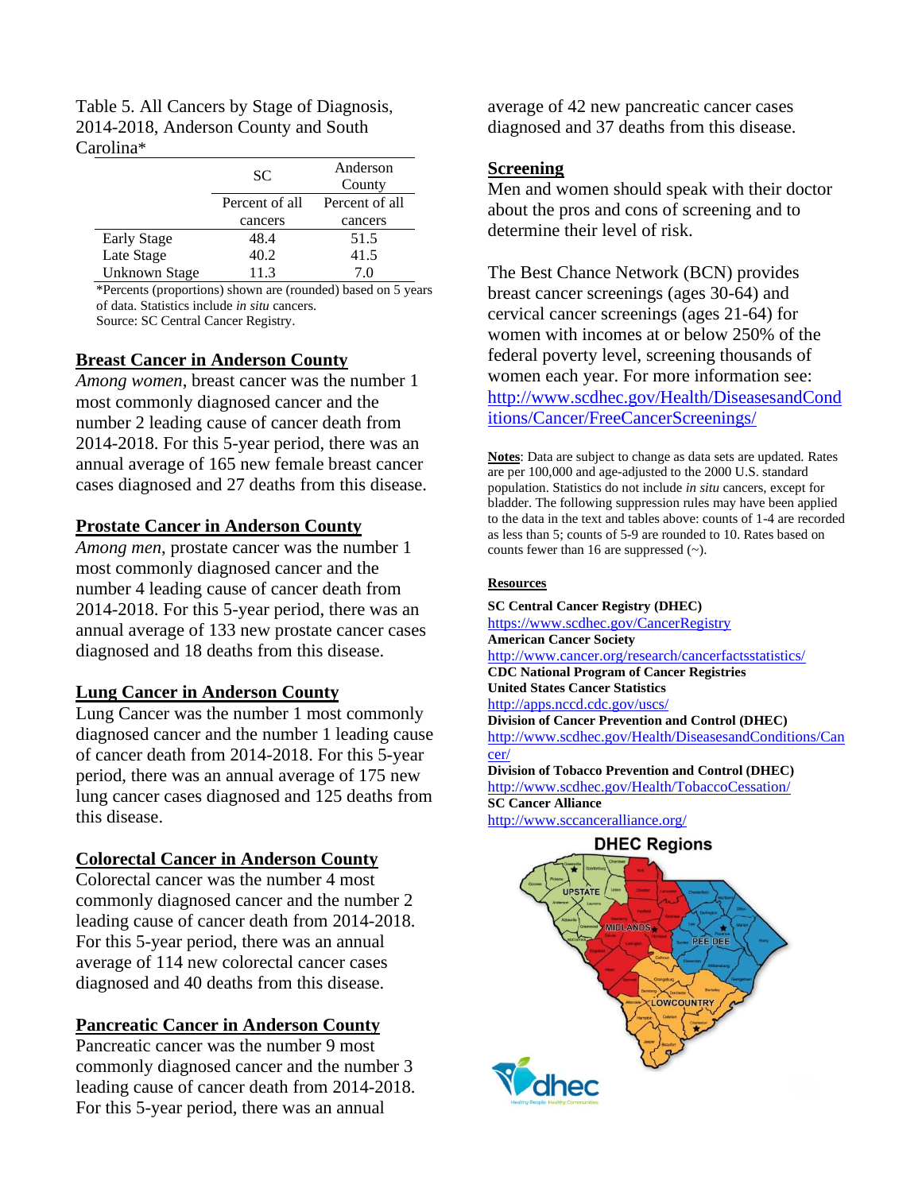Table 5. All Cancers by Stage of Diagnosis, 2014-2018, Anderson County and South Carolina*

| | SC | Anderson County |
|---|---|---|
| | Percent of all cancers | Percent of all cancers |
| Early Stage | 48.4 | 51.5 |
| Late Stage | 40.2 | 41.5 |
| Unknown Stage | 11.3 | 7.0 |

*Percents (proportions) shown are (rounded) based on 5 years of data. Statistics include *in situ* cancers.
Source: SC Central Cancer Registry.

## Breast Cancer in Anderson County

*Among women*, breast cancer was the number 1 most commonly diagnosed cancer and the number 2 leading cause of cancer death from 2014-2018. For this 5-year period, there was an annual average of 165 new female breast cancer cases diagnosed and 27 deaths from this disease.

## Prostate Cancer in Anderson County

*Among men*, prostate cancer was the number 1 most commonly diagnosed cancer and the number 4 leading cause of cancer death from 2014-2018. For this 5-year period, there was an annual average of 133 new prostate cancer cases diagnosed and 18 deaths from this disease.

## Lung Cancer in Anderson County

Lung Cancer was the number 1 most commonly diagnosed cancer and the number 1 leading cause of cancer death from 2014-2018. For this 5-year period, there was an annual average of 175 new lung cancer cases diagnosed and 125 deaths from this disease.

## Colorectal Cancer in Anderson County

Colorectal cancer was the number 4 most commonly diagnosed cancer and the number 2 leading cause of cancer death from 2014-2018. For this 5-year period, there was an annual average of 114 new colorectal cancer cases diagnosed and 40 deaths from this disease.

## Pancreatic Cancer in Anderson County

Pancreatic cancer was the number 9 most commonly diagnosed cancer and the number 3 leading cause of cancer death from 2014-2018. For this 5-year period, there was an annual average of 42 new pancreatic cancer cases diagnosed and 37 deaths from this disease.

## Screening

Men and women should speak with their doctor about the pros and cons of screening and to determine their level of risk.

The Best Chance Network (BCN) provides breast cancer screenings (ages 30-64) and cervical cancer screenings (ages 21-64) for women with incomes at or below 250% of the federal poverty level, screening thousands of women each year. For more information see: http://www.scdhec.gov/Health/DiseasesandConditions/Cancer/FreeCancerScreenings/

**Notes**: Data are subject to change as data sets are updated. Rates are per 100,000 and age-adjusted to the 2000 U.S. standard population. Statistics do not include *in situ* cancers, except for bladder. The following suppression rules may have been applied to the data in the text and tables above: counts of 1-4 are recorded as less than 5; counts of 5-9 are rounded to 10. Rates based on counts fewer than 16 are suppressed (~).

**Resources**

**SC Central Cancer Registry (DHEC)**
https://www.scdhec.gov/CancerRegistry
**American Cancer Society**
http://www.cancer.org/research/cancerfactsstatistics/
**CDC National Program of Cancer Registries**
**United States Cancer Statistics**
http://apps.nccd.cdc.gov/uscs/
**Division of Cancer Prevention and Control (DHEC)**
http://www.scdhec.gov/Health/DiseasesandConditions/Cancer/
**Division of Tobacco Prevention and Control (DHEC)**
http://www.scdhec.gov/Health/TobaccoCessation/
**SC Cancer Alliance**
http://www.sccanceralliance.org/

DHEC Regions

UPSTATE
MIDLANDS
PEE DEE
LOWCOUNTRY

dhec
Healthy People. Healthy Communities.